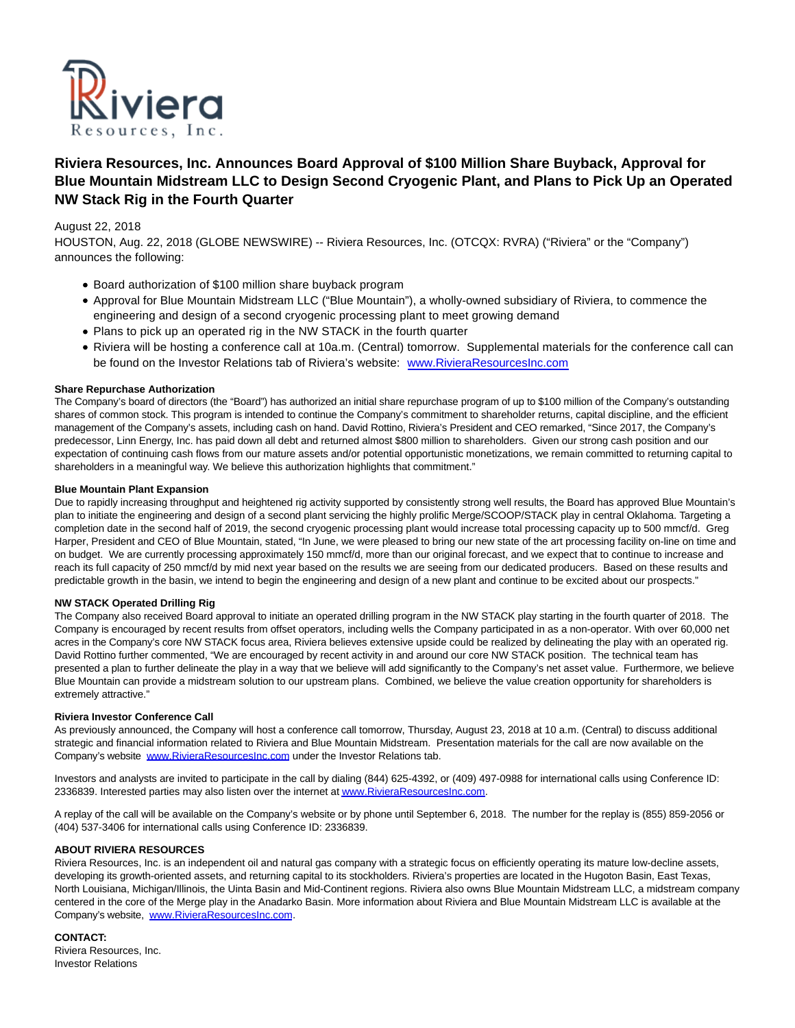Riviera
Resources, Inc.

# Riviera Resources, Inc. Announces Board Approval of $100 Million Share Buyback, Approval for Blue Mountain Midstream LLC to Design Second Cryogenic Plant, and Plans to Pick Up an Operated NW Stack Rig in the Fourth Quarter

August 22, 2018

HOUSTON, Aug. 22, 2018 (GLOBE NEWSWIRE) -- Riviera Resources, Inc. (OTCQX: RVRA) ("Riviera" or the "Company") announces the following:

- Board authorization of $100 million share buyback program
- Approval for Blue Mountain Midstream LLC ("Blue Mountain"), a wholly-owned subsidiary of Riviera, to commence the engineering and design of a second cryogenic processing plant to meet growing demand
- Plans to pick up an operated rig in the NW STACK in the fourth quarter
- Riviera will be hosting a conference call at 10a.m. (Central) tomorrow. Supplemental materials for the conference call can be found on the Investor Relations tab of Riviera's website: www.RivieraResourcesInc.com

**Share Repurchase Authorization**

The Company's board of directors (the "Board") has authorized an initial share repurchase program of up to $100 million of the Company's outstanding shares of common stock. This program is intended to continue the Company's commitment to shareholder returns, capital discipline, and the efficient management of the Company's assets, including cash on hand. David Rottino, Riviera's President and CEO remarked, "Since 2017, the Company's predecessor, Linn Energy, Inc. has paid down all debt and returned almost $800 million to shareholders. Given our strong cash position and our expectation of continuing cash flows from our mature assets and/or potential opportunistic monetizations, we remain committed to returning capital to shareholders in a meaningful way. We believe this authorization highlights that commitment."

**Blue Mountain Plant Expansion**

Due to rapidly increasing throughput and heightened rig activity supported by consistently strong well results, the Board has approved Blue Mountain's plan to initiate the engineering and design of a second plant servicing the highly prolific Merge/SCOOP/STACK play in central Oklahoma. Targeting a completion date in the second half of 2019, the second cryogenic processing plant would increase total processing capacity up to 500 mmcf/d. Greg Harper, President and CEO of Blue Mountain, stated, "In June, we were pleased to bring our new state of the art processing facility on-line on time and on budget. We are currently processing approximately 150 mmcf/d, more than our original forecast, and we expect that to continue to increase and reach its full capacity of 250 mmcf/d by mid next year based on the results we are seeing from our dedicated producers. Based on these results and predictable growth in the basin, we intend to begin the engineering and design of a new plant and continue to be excited about our prospects."

**NW STACK Operated Drilling Rig**

The Company also received Board approval to initiate an operated drilling program in the NW STACK play starting in the fourth quarter of 2018. The Company is encouraged by recent results from offset operators, including wells the Company participated in as a non-operator. With over 60,000 net acres in the Company's core NW STACK focus area, Riviera believes extensive upside could be realized by delineating the play with an operated rig. David Rottino further commented, "We are encouraged by recent activity in and around our core NW STACK position. The technical team has presented a plan to further delineate the play in a way that we believe will add significantly to the Company's net asset value. Furthermore, we believe Blue Mountain can provide a midstream solution to our upstream plans. Combined, we believe the value creation opportunity for shareholders is extremely attractive."

**Riviera Investor Conference Call**

As previously announced, the Company will host a conference call tomorrow, Thursday, August 23, 2018 at 10 a.m. (Central) to discuss additional strategic and financial information related to Riviera and Blue Mountain Midstream. Presentation materials for the call are now available on the Company's website www.RivieraResourcesInc.com under the Investor Relations tab.

Investors and analysts are invited to participate in the call by dialing (844) 625-4392, or (409) 497-0988 for international calls using Conference ID: 2336839. Interested parties may also listen over the internet at www.RivieraResourcesInc.com.

A replay of the call will be available on the Company's website or by phone until September 6, 2018. The number for the replay is (855) 859-2056 or (404) 537-3406 for international calls using Conference ID: 2336839.

**ABOUT RIVIERA RESOURCES**

Riviera Resources, Inc. is an independent oil and natural gas company with a strategic focus on efficiently operating its mature low-decline assets, developing its growth-oriented assets, and returning capital to its stockholders. Riviera's properties are located in the Hugoton Basin, East Texas, North Louisiana, Michigan/Illinois, the Uinta Basin and Mid-Continent regions. Riviera also owns Blue Mountain Midstream LLC, a midstream company centered in the core of the Merge play in the Anadarko Basin. More information about Riviera and Blue Mountain Midstream LLC is available at the Company's website, www.RivieraResourcesInc.com.

**CONTACT:**

Riviera Resources, Inc.
Investor Relations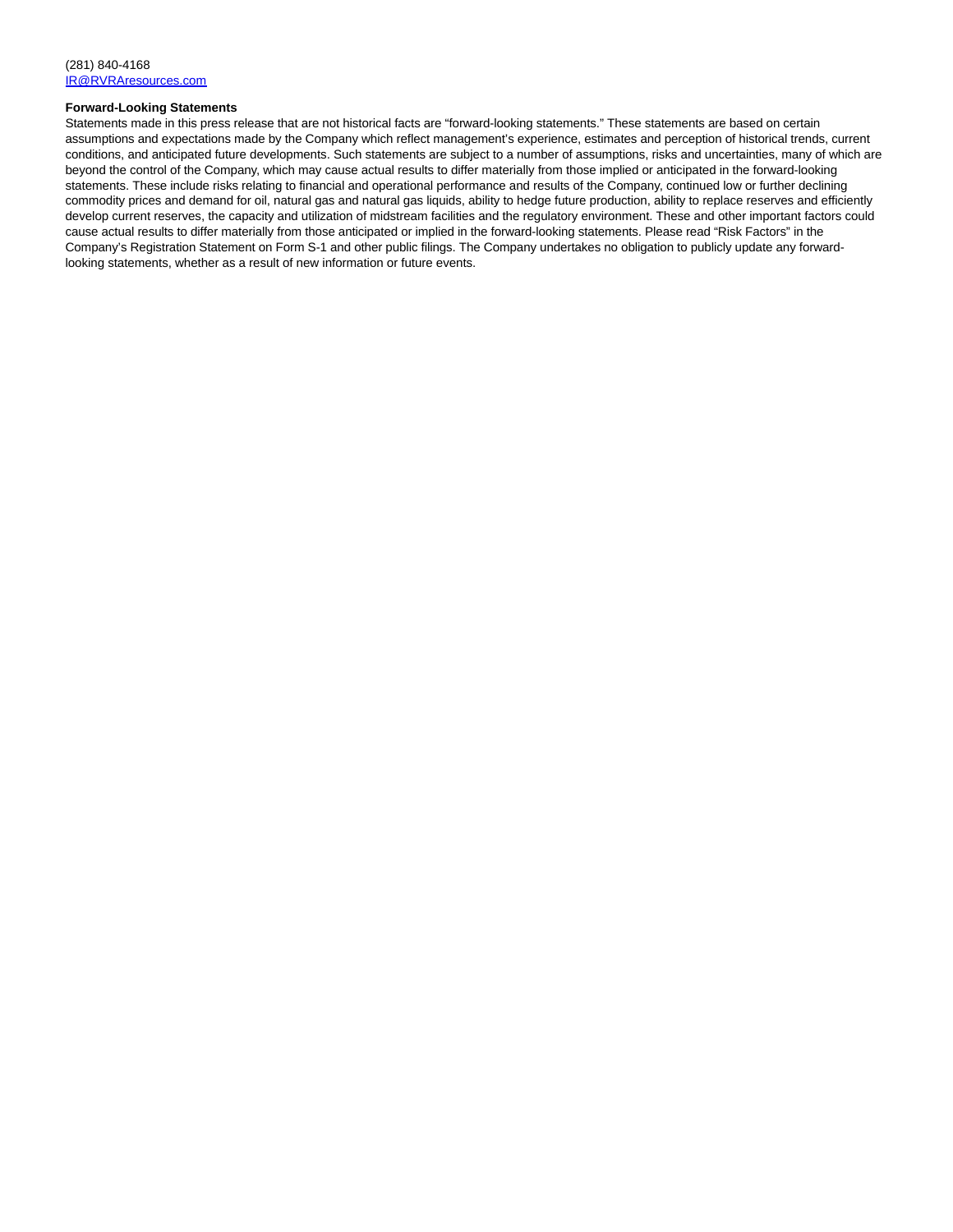(281) 840-4168
IR@RVRAresources.com

**Forward-Looking Statements**

Statements made in this press release that are not historical facts are “forward-looking statements.” These statements are based on certain assumptions and expectations made by the Company which reflect management’s experience, estimates and perception of historical trends, current conditions, and anticipated future developments. Such statements are subject to a number of assumptions, risks and uncertainties, many of which are beyond the control of the Company, which may cause actual results to differ materially from those implied or anticipated in the forward-looking statements. These include risks relating to financial and operational performance and results of the Company, continued low or further declining commodity prices and demand for oil, natural gas and natural gas liquids, ability to hedge future production, ability to replace reserves and efficiently develop current reserves, the capacity and utilization of midstream facilities and the regulatory environment. These and other important factors could cause actual results to differ materially from those anticipated or implied in the forward-looking statements. Please read “Risk Factors” in the Company’s Registration Statement on Form S-1 and other public filings. The Company undertakes no obligation to publicly update any forward-looking statements, whether as a result of new information or future events.